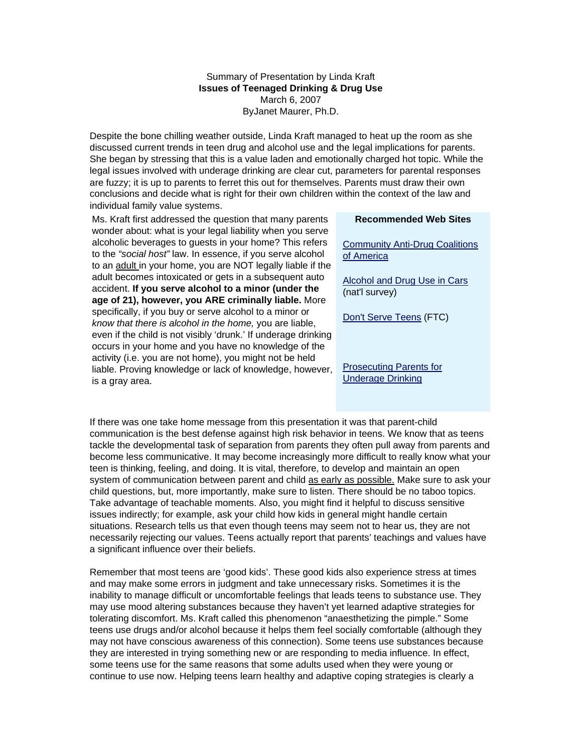Summary of Presentation by Linda Kraft

**Issues of Teenaged Drinking & Drug Use**

March 6, 2007

ByJanet Maurer, Ph.D.

Despite the bone chilling weather outside, Linda Kraft managed to heat up the room as she discussed current trends in teen drug and alcohol use and the legal implications for parents. She began by stressing that this is a value laden and emotionally charged hot topic. While the legal issues involved with underage drinking are clear cut, parameters for parental responses are fuzzy; it is up to parents to ferret this out for themselves. Parents must draw their own conclusions and decide what is right for their own children within the context of the law and individual family value systems.

Ms. Kraft first addressed the question that many parents wonder about: what is your legal liability when you serve alcoholic beverages to guests in your home? This refers to the *"social host"* law. In essence, if you serve alcohol to an adult in your home, you are NOT legally liable if the adult becomes intoxicated or gets in a subsequent auto accident. **If you serve alcohol to a minor (under the age of 21), however, you ARE criminally liable.** More specifically, if you buy or serve alcohol to a minor or *know that there is alcohol in the home,* you are liable, even if the child is not visibly 'drunk.' If underage drinking occurs in your home and you have no knowledge of the activity (i.e. you are not home), you might not be held liable. Proving knowledge or lack of knowledge, however, is a gray area.

**Recommended Web Sites**

Community Anti-Drug Coalitions of America

Alcohol and Drug Use in Cars (nat'l survey)

Don't Serve Teens (FTC)

Prosecuting Parents for Underage Drinking

If there was one take home message from this presentation it was that parent-child communication is the best defense against high risk behavior in teens. We know that as teens tackle the developmental task of separation from parents they often pull away from parents and become less communicative. It may become increasingly more difficult to really know what your teen is thinking, feeling, and doing. It is vital, therefore, to develop and maintain an open system of communication between parent and child as early as possible. Make sure to ask your child questions, but, more importantly, make sure to listen. There should be no taboo topics. Take advantage of teachable moments. Also, you might find it helpful to discuss sensitive issues indirectly; for example, ask your child how kids in general might handle certain situations. Research tells us that even though teens may seem not to hear us, they are not necessarily rejecting our values. Teens actually report that parents' teachings and values have a significant influence over their beliefs.

Remember that most teens are 'good kids'. These good kids also experience stress at times and may make some errors in judgment and take unnecessary risks. Sometimes it is the inability to manage difficult or uncomfortable feelings that leads teens to substance use. They may use mood altering substances because they haven't yet learned adaptive strategies for tolerating discomfort. Ms. Kraft called this phenomenon "anaesthetizing the pimple." Some teens use drugs and/or alcohol because it helps them feel socially comfortable (although they may not have conscious awareness of this connection). Some teens use substances because they are interested in trying something new or are responding to media influence. In effect, some teens use for the same reasons that some adults used when they were young or continue to use now. Helping teens learn healthy and adaptive coping strategies is clearly a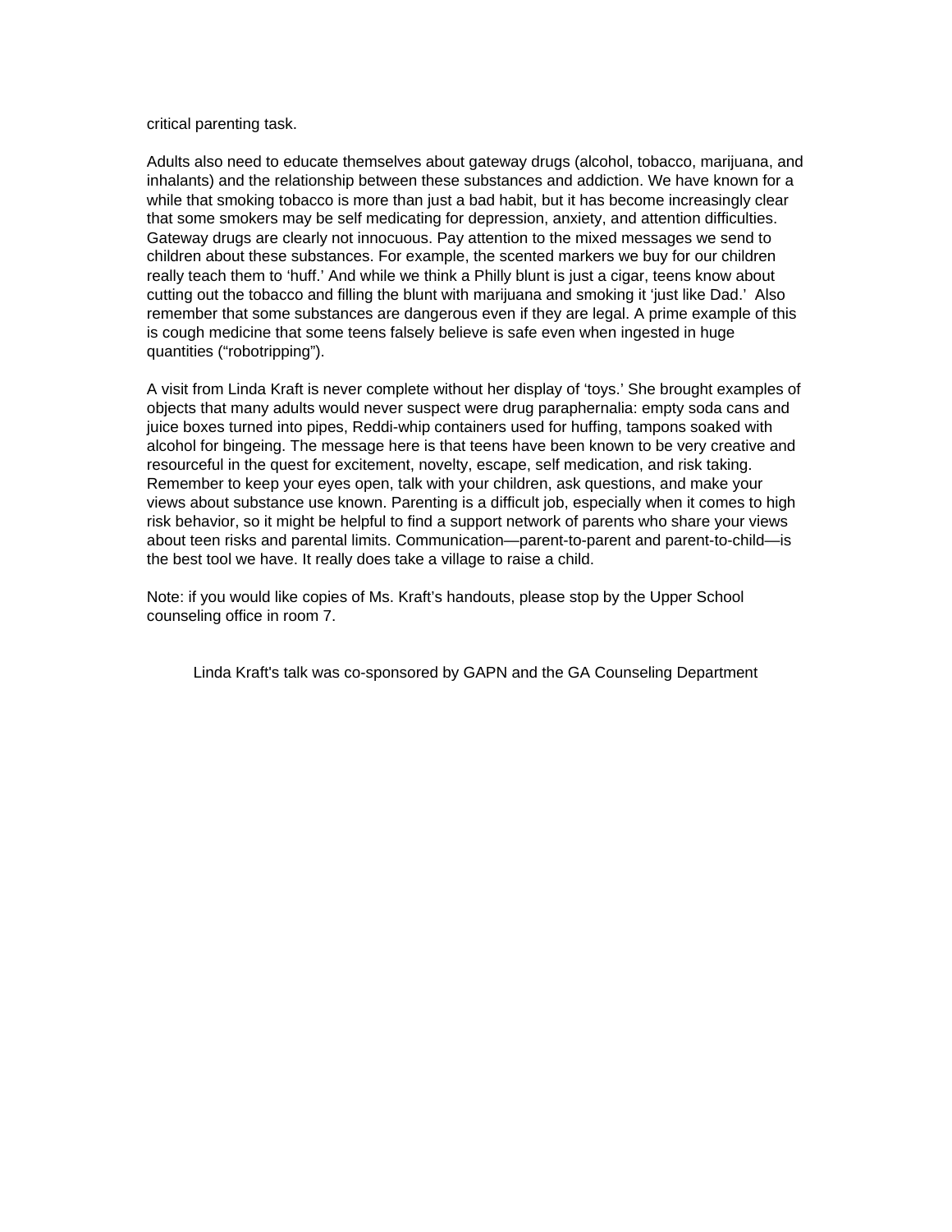critical parenting task.

Adults also need to educate themselves about gateway drugs (alcohol, tobacco, marijuana, and inhalants) and the relationship between these substances and addiction. We have known for a while that smoking tobacco is more than just a bad habit, but it has become increasingly clear that some smokers may be self medicating for depression, anxiety, and attention difficulties. Gateway drugs are clearly not innocuous. Pay attention to the mixed messages we send to children about these substances. For example, the scented markers we buy for our children really teach them to 'huff.' And while we think a Philly blunt is just a cigar, teens know about cutting out the tobacco and filling the blunt with marijuana and smoking it 'just like Dad.' Also remember that some substances are dangerous even if they are legal. A prime example of this is cough medicine that some teens falsely believe is safe even when ingested in huge quantities ("robotripping").

A visit from Linda Kraft is never complete without her display of 'toys.' She brought examples of objects that many adults would never suspect were drug paraphernalia: empty soda cans and juice boxes turned into pipes, Reddi-whip containers used for huffing, tampons soaked with alcohol for bingeing. The message here is that teens have been known to be very creative and resourceful in the quest for excitement, novelty, escape, self medication, and risk taking. Remember to keep your eyes open, talk with your children, ask questions, and make your views about substance use known. Parenting is a difficult job, especially when it comes to high risk behavior, so it might be helpful to find a support network of parents who share your views about teen risks and parental limits. Communication—parent-to-parent and parent-to-child—is the best tool we have. It really does take a village to raise a child.

Note: if you would like copies of Ms. Kraft's handouts, please stop by the Upper School counseling office in room 7.

Linda Kraft's talk was co-sponsored by GAPN and the GA Counseling Department